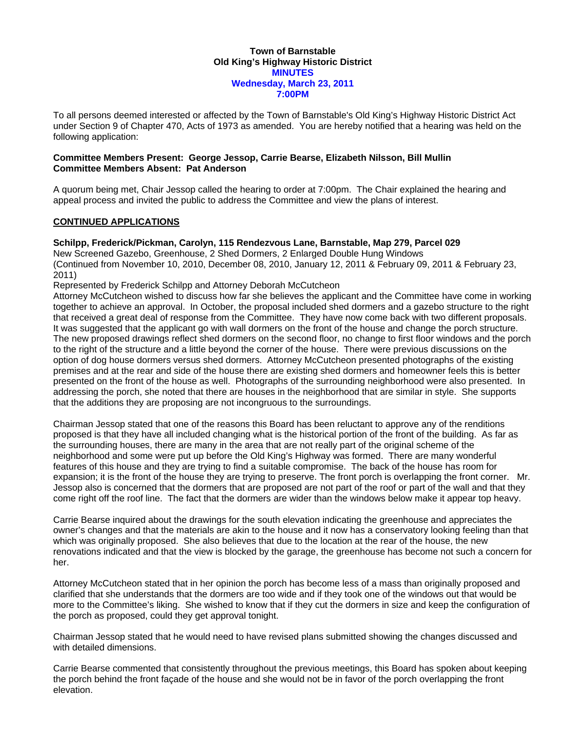**Town of Barnstable**
**Old King's Highway Historic District**
**MINUTES**
**Wednesday, March 23, 2011**
**7:00PM**

To all persons deemed interested or affected by the Town of Barnstable's Old King's Highway Historic District Act under Section 9 of Chapter 470, Acts of 1973 as amended. You are hereby notified that a hearing was held on the following application:

**Committee Members Present: George Jessop, Carrie Bearse, Elizabeth Nilsson, Bill Mullin**
**Committee Members Absent: Pat Anderson**

A quorum being met, Chair Jessop called the hearing to order at 7:00pm. The Chair explained the hearing and appeal process and invited the public to address the Committee and view the plans of interest.

## CONTINUED APPLICATIONS

**Schilpp, Frederick/Pickman, Carolyn, 115 Rendezvous Lane, Barnstable, Map 279, Parcel 029**
New Screened Gazebo, Greenhouse, 2 Shed Dormers, 2 Enlarged Double Hung Windows
(Continued from November 10, 2010, December 08, 2010, January 12, 2011 & February 09, 2011 & February 23, 2011)
Represented by Frederick Schilpp and Attorney Deborah McCutcheon
Attorney McCutcheon wished to discuss how far she believes the applicant and the Committee have come in working together to achieve an approval. In October, the proposal included shed dormers and a gazebo structure to the right that received a great deal of response from the Committee. They have now come back with two different proposals. It was suggested that the applicant go with wall dormers on the front of the house and change the porch structure. The new proposed drawings reflect shed dormers on the second floor, no change to first floor windows and the porch to the right of the structure and a little beyond the corner of the house. There were previous discussions on the option of dog house dormers versus shed dormers. Attorney McCutcheon presented photographs of the existing premises and at the rear and side of the house there are existing shed dormers and homeowner feels this is better presented on the front of the house as well. Photographs of the surrounding neighborhood were also presented. In addressing the porch, she noted that there are houses in the neighborhood that are similar in style. She supports that the additions they are proposing are not incongruous to the surroundings.

Chairman Jessop stated that one of the reasons this Board has been reluctant to approve any of the renditions proposed is that they have all included changing what is the historical portion of the front of the building. As far as the surrounding houses, there are many in the area that are not really part of the original scheme of the neighborhood and some were put up before the Old King's Highway was formed. There are many wonderful features of this house and they are trying to find a suitable compromise. The back of the house has room for expansion; it is the front of the house they are trying to preserve. The front porch is overlapping the front corner. Mr. Jessop also is concerned that the dormers that are proposed are not part of the roof or part of the wall and that they come right off the roof line. The fact that the dormers are wider than the windows below make it appear top heavy.

Carrie Bearse inquired about the drawings for the south elevation indicating the greenhouse and appreciates the owner's changes and that the materials are akin to the house and it now has a conservatory looking feeling than that which was originally proposed. She also believes that due to the location at the rear of the house, the new renovations indicated and that the view is blocked by the garage, the greenhouse has become not such a concern for her.

Attorney McCutcheon stated that in her opinion the porch has become less of a mass than originally proposed and clarified that she understands that the dormers are too wide and if they took one of the windows out that would be more to the Committee's liking. She wished to know that if they cut the dormers in size and keep the configuration of the porch as proposed, could they get approval tonight.

Chairman Jessop stated that he would need to have revised plans submitted showing the changes discussed and with detailed dimensions.

Carrie Bearse commented that consistently throughout the previous meetings, this Board has spoken about keeping the porch behind the front façade of the house and she would not be in favor of the porch overlapping the front elevation.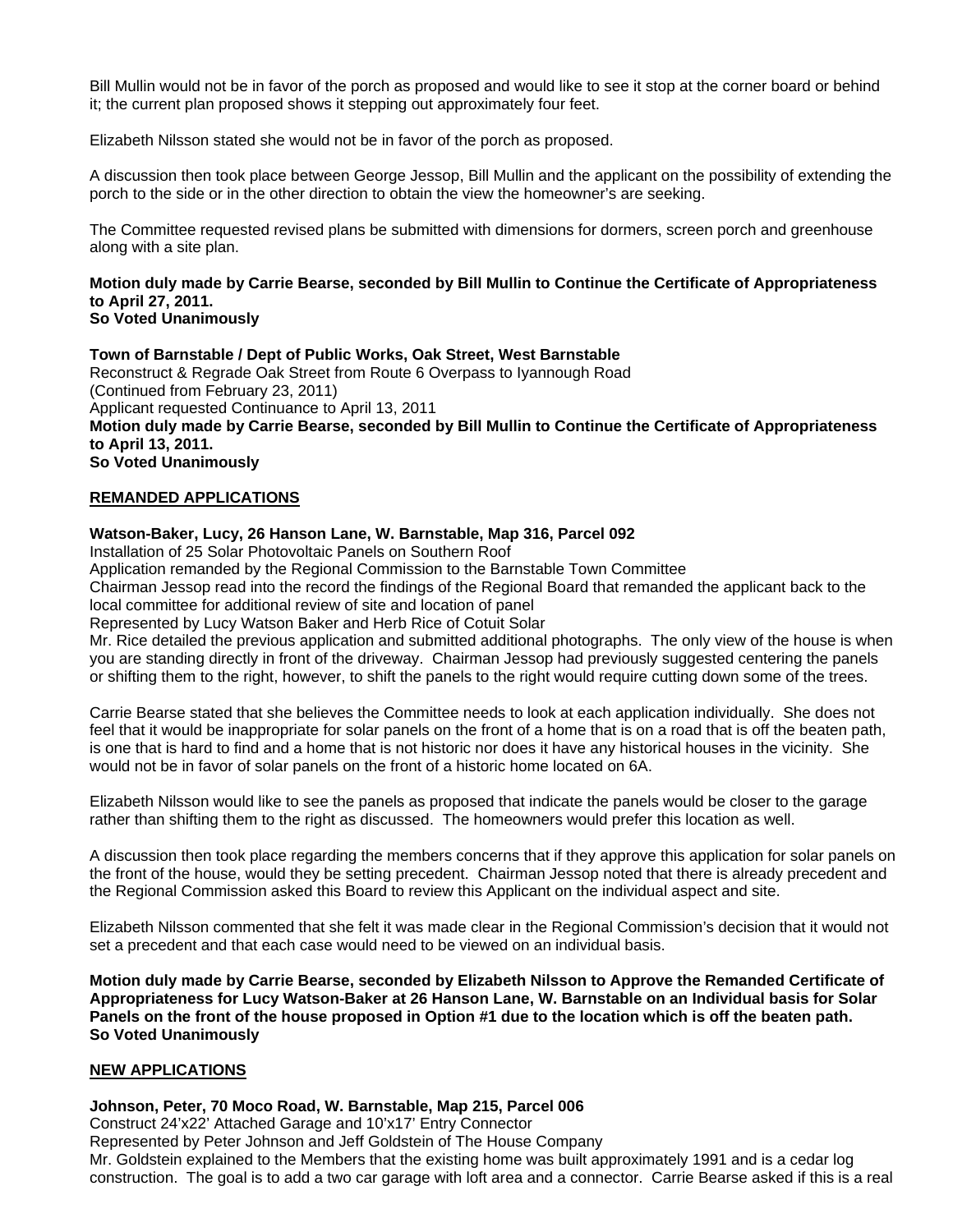Bill Mullin would not be in favor of the porch as proposed and would like to see it stop at the corner board or behind it; the current plan proposed shows it stepping out approximately four feet.

Elizabeth Nilsson stated she would not be in favor of the porch as proposed.

A discussion then took place between George Jessop, Bill Mullin and the applicant on the possibility of extending the porch to the side or in the other direction to obtain the view the homeowner's are seeking.

The Committee requested revised plans be submitted with dimensions for dormers, screen porch and greenhouse along with a site plan.

**Motion duly made by Carrie Bearse, seconded by Bill Mullin to Continue the Certificate of Appropriateness to April 27, 2011.**
**So Voted Unanimously**

**Town of Barnstable / Dept of Public Works, Oak Street, West Barnstable**
Reconstruct & Regrade Oak Street from Route 6 Overpass to Iyannough Road
(Continued from February 23, 2011)
Applicant requested Continuance to April 13, 2011
**Motion duly made by Carrie Bearse, seconded by Bill Mullin to Continue the Certificate of Appropriateness to April 13, 2011.**
**So Voted Unanimously**

## REMANDED APPLICATIONS

**Watson-Baker, Lucy, 26 Hanson Lane, W. Barnstable, Map 316, Parcel 092**
Installation of 25 Solar Photovoltaic Panels on Southern Roof
Application remanded by the Regional Commission to the Barnstable Town Committee
Chairman Jessop read into the record the findings of the Regional Board that remanded the applicant back to the local committee for additional review of site and location of panel
Represented by Lucy Watson Baker and Herb Rice of Cotuit Solar
Mr. Rice detailed the previous application and submitted additional photographs. The only view of the house is when you are standing directly in front of the driveway. Chairman Jessop had previously suggested centering the panels or shifting them to the right, however, to shift the panels to the right would require cutting down some of the trees.

Carrie Bearse stated that she believes the Committee needs to look at each application individually. She does not feel that it would be inappropriate for solar panels on the front of a home that is on a road that is off the beaten path, is one that is hard to find and a home that is not historic nor does it have any historical houses in the vicinity. She would not be in favor of solar panels on the front of a historic home located on 6A.

Elizabeth Nilsson would like to see the panels as proposed that indicate the panels would be closer to the garage rather than shifting them to the right as discussed. The homeowners would prefer this location as well.

A discussion then took place regarding the members concerns that if they approve this application for solar panels on the front of the house, would they be setting precedent. Chairman Jessop noted that there is already precedent and the Regional Commission asked this Board to review this Applicant on the individual aspect and site.

Elizabeth Nilsson commented that she felt it was made clear in the Regional Commission's decision that it would not set a precedent and that each case would need to be viewed on an individual basis.

**Motion duly made by Carrie Bearse, seconded by Elizabeth Nilsson to Approve the Remanded Certificate of Appropriateness for Lucy Watson-Baker at 26 Hanson Lane, W. Barnstable on an Individual basis for Solar Panels on the front of the house proposed in Option #1 due to the location which is off the beaten path.**
**So Voted Unanimously**

## NEW APPLICATIONS

**Johnson, Peter, 70 Moco Road, W. Barnstable, Map 215, Parcel 006**
Construct 24'x22' Attached Garage and 10'x17' Entry Connector
Represented by Peter Johnson and Jeff Goldstein of The House Company
Mr. Goldstein explained to the Members that the existing home was built approximately 1991 and is a cedar log construction. The goal is to add a two car garage with loft area and a connector. Carrie Bearse asked if this is a real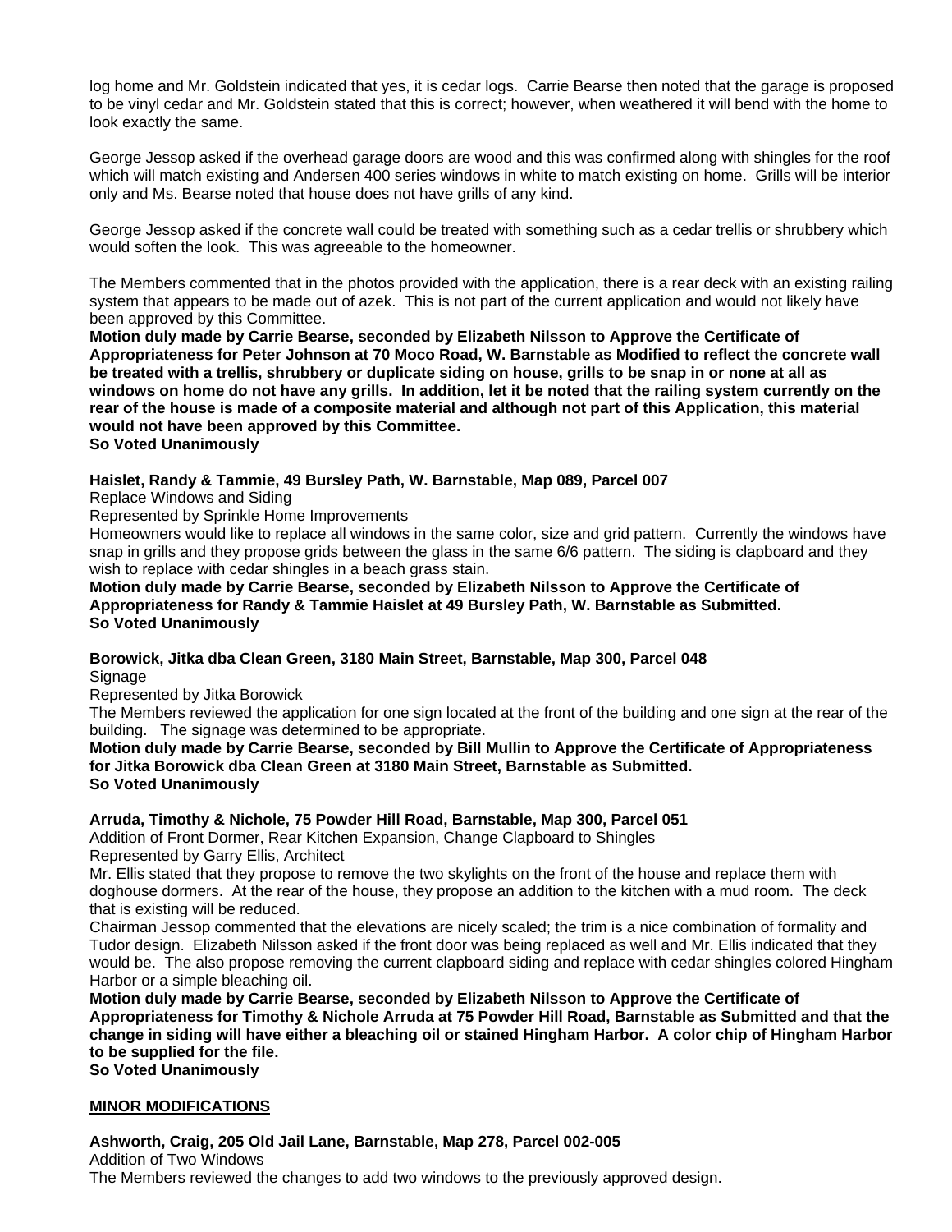log home and Mr. Goldstein indicated that yes, it is cedar logs. Carrie Bearse then noted that the garage is proposed to be vinyl cedar and Mr. Goldstein stated that this is correct; however, when weathered it will bend with the home to look exactly the same.

George Jessop asked if the overhead garage doors are wood and this was confirmed along with shingles for the roof which will match existing and Andersen 400 series windows in white to match existing on home. Grills will be interior only and Ms. Bearse noted that house does not have grills of any kind.

George Jessop asked if the concrete wall could be treated with something such as a cedar trellis or shrubbery which would soften the look. This was agreeable to the homeowner.

The Members commented that in the photos provided with the application, there is a rear deck with an existing railing system that appears to be made out of azek. This is not part of the current application and would not likely have been approved by this Committee.

**Motion duly made by Carrie Bearse, seconded by Elizabeth Nilsson to Approve the Certificate of Appropriateness for Peter Johnson at 70 Moco Road, W. Barnstable as Modified to reflect the concrete wall be treated with a trellis, shrubbery or duplicate siding on house, grills to be snap in or none at all as windows on home do not have any grills. In addition, let it be noted that the railing system currently on the rear of the house is made of a composite material and although not part of this Application, this material would not have been approved by this Committee.**
**So Voted Unanimously**

**Haislet, Randy & Tammie, 49 Bursley Path, W. Barnstable, Map 089, Parcel 007**
Replace Windows and Siding
Represented by Sprinkle Home Improvements
Homeowners would like to replace all windows in the same color, size and grid pattern. Currently the windows have snap in grills and they propose grids between the glass in the same 6/6 pattern. The siding is clapboard and they wish to replace with cedar shingles in a beach grass stain.
**Motion duly made by Carrie Bearse, seconded by Elizabeth Nilsson to Approve the Certificate of Appropriateness for Randy & Tammie Haislet at 49 Bursley Path, W. Barnstable as Submitted.**
**So Voted Unanimously**

**Borowick, Jitka dba Clean Green, 3180 Main Street, Barnstable, Map 300, Parcel 048**
Signage
Represented by Jitka Borowick
The Members reviewed the application for one sign located at the front of the building and one sign at the rear of the building. The signage was determined to be appropriate.
**Motion duly made by Carrie Bearse, seconded by Bill Mullin to Approve the Certificate of Appropriateness for Jitka Borowick dba Clean Green at 3180 Main Street, Barnstable as Submitted.**
**So Voted Unanimously**

**Arruda, Timothy & Nichole, 75 Powder Hill Road, Barnstable, Map 300, Parcel 051**
Addition of Front Dormer, Rear Kitchen Expansion, Change Clapboard to Shingles
Represented by Garry Ellis, Architect
Mr. Ellis stated that they propose to remove the two skylights on the front of the house and replace them with doghouse dormers. At the rear of the house, they propose an addition to the kitchen with a mud room. The deck that is existing will be reduced.
Chairman Jessop commented that the elevations are nicely scaled; the trim is a nice combination of formality and Tudor design. Elizabeth Nilsson asked if the front door was being replaced as well and Mr. Ellis indicated that they would be. The also propose removing the current clapboard siding and replace with cedar shingles colored Hingham Harbor or a simple bleaching oil.
**Motion duly made by Carrie Bearse, seconded by Elizabeth Nilsson to Approve the Certificate of Appropriateness for Timothy & Nichole Arruda at 75 Powder Hill Road, Barnstable as Submitted and that the change in siding will have either a bleaching oil or stained Hingham Harbor. A color chip of Hingham Harbor to be supplied for the file.**
**So Voted Unanimously**

**<u>MINOR MODIFICATIONS</u>**

**Ashworth, Craig, 205 Old Jail Lane, Barnstable, Map 278, Parcel 002-005**
Addition of Two Windows
The Members reviewed the changes to add two windows to the previously approved design.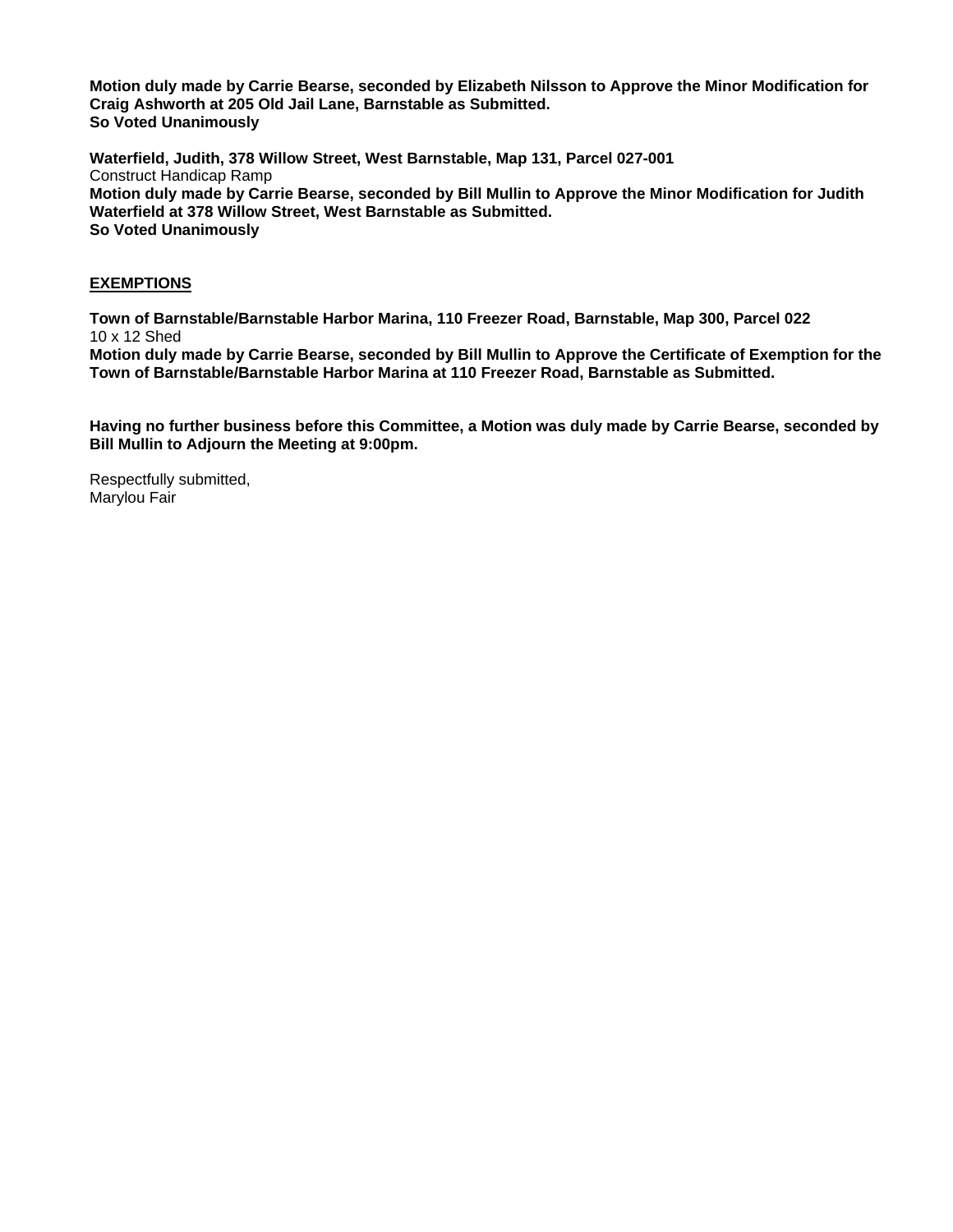**Motion duly made by Carrie Bearse, seconded by Elizabeth Nilsson to Approve the Minor Modification for Craig Ashworth at 205 Old Jail Lane, Barnstable as Submitted.**
**So Voted Unanimously**

**Waterfield, Judith, 378 Willow Street, West Barnstable, Map 131, Parcel 027-001**
Construct Handicap Ramp
**Motion duly made by Carrie Bearse, seconded by Bill Mullin to Approve the Minor Modification for Judith Waterfield at 378 Willow Street, West Barnstable as Submitted.**
**So Voted Unanimously**

**<u>EXEMPTIONS</u>**

**Town of Barnstable/Barnstable Harbor Marina, 110 Freezer Road, Barnstable, Map 300, Parcel 022**
10 x 12 Shed
**Motion duly made by Carrie Bearse, seconded by Bill Mullin to Approve the Certificate of Exemption for the Town of Barnstable/Barnstable Harbor Marina at 110 Freezer Road, Barnstable as Submitted.**

**Having no further business before this Committee, a Motion was duly made by Carrie Bearse, seconded by Bill Mullin to Adjourn the Meeting at 9:00pm.**

Respectfully submitted,
Marylou Fair